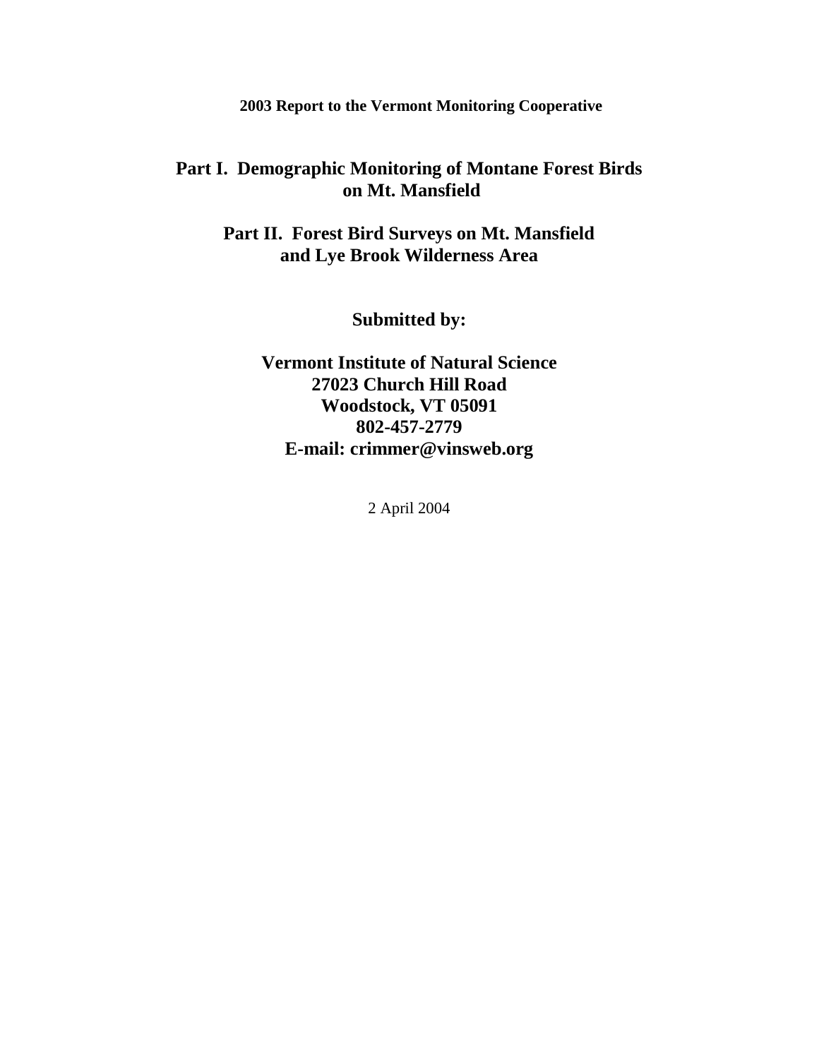**2003 Report to the Vermont Monitoring Cooperative**

# Part I. Demographic Monitoring of Montane Forest Birds on Mt. Mansfield

# Part II. Forest Bird Surveys on Mt. Mansfield and Lye Brook Wilderness Area

**Submitted by:**

**Vermont Institute of Natural Science**
**27023 Church Hill Road**
**Woodstock, VT 05091**
**802-457-2779**
**E-mail: crimmer@vinsweb.org**

2 April 2004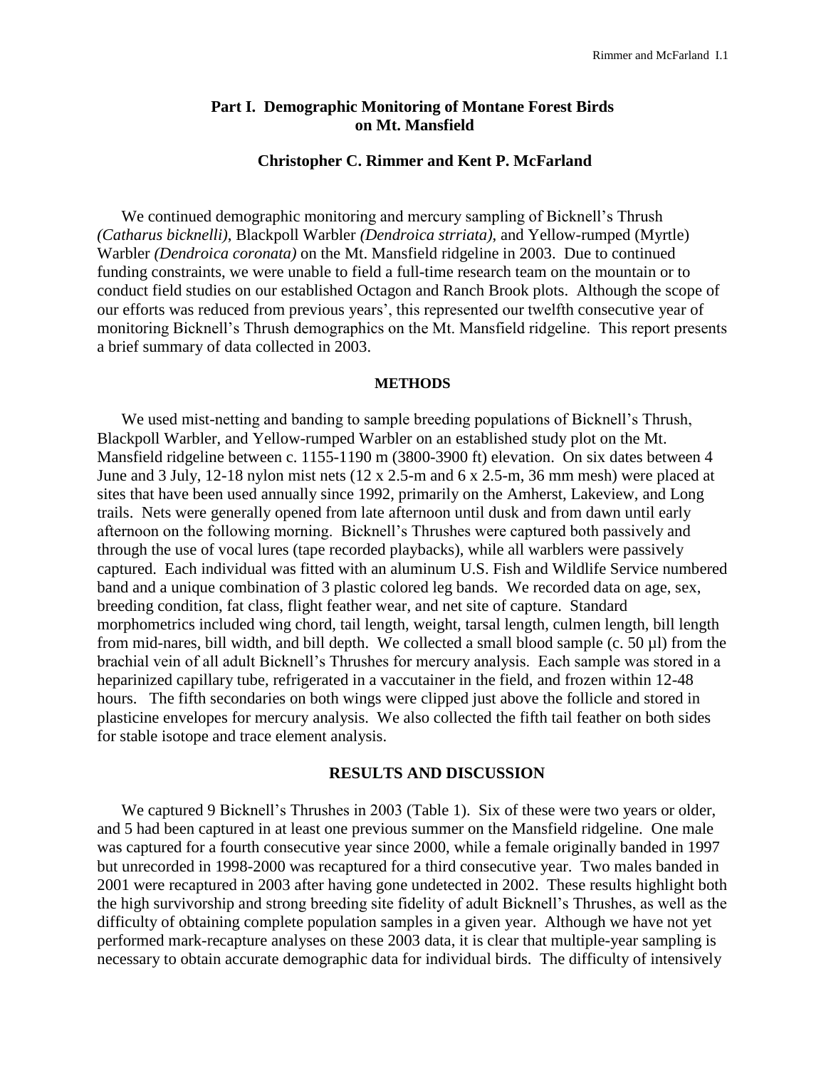## Part I. Demographic Monitoring of Montane Forest Birds on Mt. Mansfield

### Christopher C. Rimmer and Kent P. McFarland

We continued demographic monitoring and mercury sampling of Bicknell's Thrush *(Catharus bicknelli)*, Blackpoll Warbler *(Dendroica strriata)*, and Yellow-rumped (Myrtle) Warbler *(Dendroica coronata)* on the Mt. Mansfield ridgeline in 2003. Due to continued funding constraints, we were unable to field a full-time research team on the mountain or to conduct field studies on our established Octagon and Ranch Brook plots. Although the scope of our efforts was reduced from previous years', this represented our twelfth consecutive year of monitoring Bicknell's Thrush demographics on the Mt. Mansfield ridgeline. This report presents a brief summary of data collected in 2003.

### METHODS

We used mist-netting and banding to sample breeding populations of Bicknell's Thrush, Blackpoll Warbler, and Yellow-rumped Warbler on an established study plot on the Mt. Mansfield ridgeline between c. 1155-1190 m (3800-3900 ft) elevation. On six dates between 4 June and 3 July, 12-18 nylon mist nets (12 x 2.5-m and 6 x 2.5-m, 36 mm mesh) were placed at sites that have been used annually since 1992, primarily on the Amherst, Lakeview, and Long trails. Nets were generally opened from late afternoon until dusk and from dawn until early afternoon on the following morning. Bicknell's Thrushes were captured both passively and through the use of vocal lures (tape recorded playbacks), while all warblers were passively captured. Each individual was fitted with an aluminum U.S. Fish and Wildlife Service numbered band and a unique combination of 3 plastic colored leg bands. We recorded data on age, sex, breeding condition, fat class, flight feather wear, and net site of capture. Standard morphometrics included wing chord, tail length, weight, tarsal length, culmen length, bill length from mid-nares, bill width, and bill depth. We collected a small blood sample (c. 50 µl) from the brachial vein of all adult Bicknell's Thrushes for mercury analysis. Each sample was stored in a heparinized capillary tube, refrigerated in a vaccutainer in the field, and frozen within 12-48 hours. The fifth secondaries on both wings were clipped just above the follicle and stored in plasticine envelopes for mercury analysis. We also collected the fifth tail feather on both sides for stable isotope and trace element analysis.

### RESULTS AND DISCUSSION

We captured 9 Bicknell's Thrushes in 2003 (Table 1). Six of these were two years or older, and 5 had been captured in at least one previous summer on the Mansfield ridgeline. One male was captured for a fourth consecutive year since 2000, while a female originally banded in 1997 but unrecorded in 1998-2000 was recaptured for a third consecutive year. Two males banded in 2001 were recaptured in 2003 after having gone undetected in 2002. These results highlight both the high survivorship and strong breeding site fidelity of adult Bicknell's Thrushes, as well as the difficulty of obtaining complete population samples in a given year. Although we have not yet performed mark-recapture analyses on these 2003 data, it is clear that multiple-year sampling is necessary to obtain accurate demographic data for individual birds. The difficulty of intensively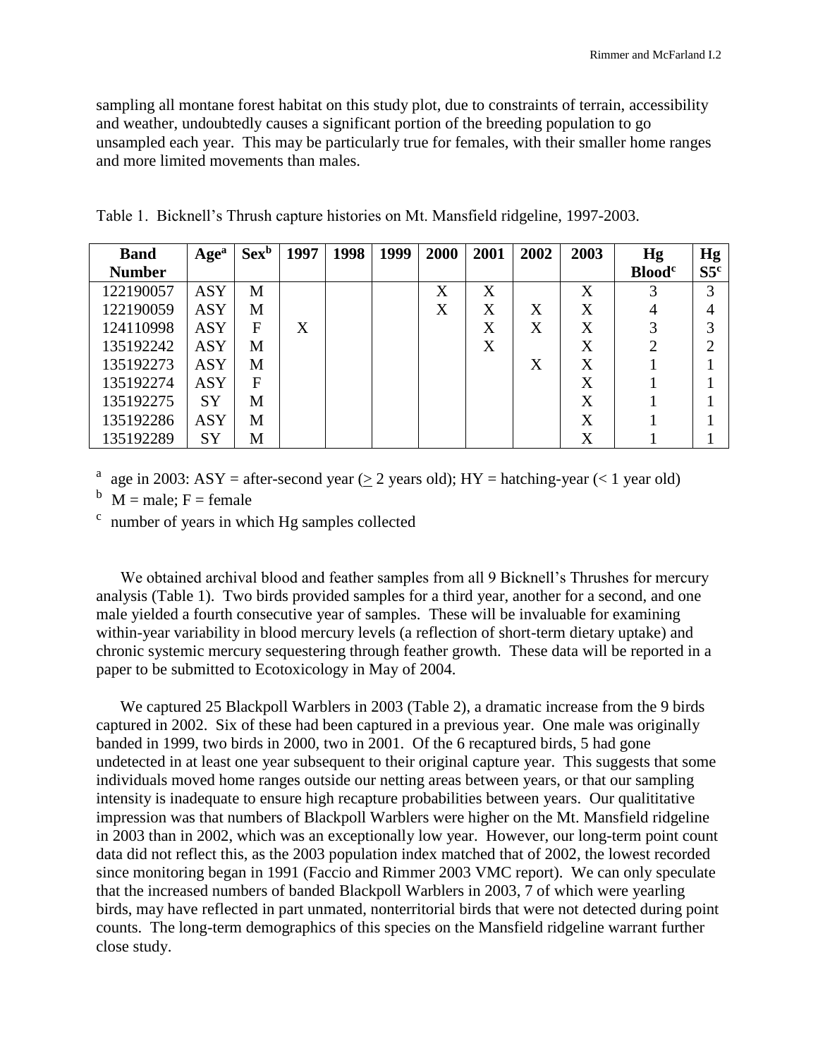sampling all montane forest habitat on this study plot, due to constraints of terrain, accessibility and weather, undoubtedly causes a significant portion of the breeding population to go unsampled each year. This may be particularly true for females, with their smaller home ranges and more limited movements than males.

Table 1. Bicknell's Thrush capture histories on Mt. Mansfield ridgeline, 1997-2003.

| Band Number | Age[a] | Sex[b] | 1997 | 1998 | 1999 | 2000 | 2001 | 2002 | 2003 | Hg Blood[c] | Hg S5[c] |
|---|---|---|---|---|---|---|---|---|---|---|---|
| 122190057 | ASY | M | | | | X | X | | X | 3 | 3 |
| 122190059 | ASY | M | | | | X | X | X | X | 4 | 4 |
| 124110998 | ASY | F | X | | | | X | X | X | 3 | 3 |
| 135192242 | ASY | M | | | | | X | | X | 2 | 2 |
| 135192273 | ASY | M | | | | | | X | X | 1 | 1 |
| 135192274 | ASY | F | | | | | | | X | 1 | 1 |
| 135192275 | SY | M | | | | | | | X | 1 | 1 |
| 135192286 | ASY | M | | | | | | | X | 1 | 1 |
| 135192289 | SY | M | | | | | | | X | 1 | 1 |

[a] age in 2003: ASY = after-second year ($\geq$ 2 years old); HY = hatching-year (< 1 year old)

[b] M = male; F = female

[c] number of years in which Hg samples collected

We obtained archival blood and feather samples from all 9 Bicknell's Thrushes for mercury analysis (Table 1). Two birds provided samples for a third year, another for a second, and one male yielded a fourth consecutive year of samples. These will be invaluable for examining within-year variability in blood mercury levels (a reflection of short-term dietary uptake) and chronic systemic mercury sequestering through feather growth. These data will be reported in a paper to be submitted to Ecotoxicology in May of 2004.

We captured 25 Blackpoll Warblers in 2003 (Table 2), a dramatic increase from the 9 birds captured in 2002. Six of these had been captured in a previous year. One male was originally banded in 1999, two birds in 2000, two in 2001. Of the 6 recaptured birds, 5 had gone undetected in at least one year subsequent to their original capture year. This suggests that some individuals moved home ranges outside our netting areas between years, or that our sampling intensity is inadequate to ensure high recapture probabilities between years. Our qualititative impression was that numbers of Blackpoll Warblers were higher on the Mt. Mansfield ridgeline in 2003 than in 2002, which was an exceptionally low year. However, our long-term point count data did not reflect this, as the 2003 population index matched that of 2002, the lowest recorded since monitoring began in 1991 (Faccio and Rimmer 2003 VMC report). We can only speculate that the increased numbers of banded Blackpoll Warblers in 2003, 7 of which were yearling birds, may have reflected in part unmated, nonterritorial birds that were not detected during point counts. The long-term demographics of this species on the Mansfield ridgeline warrant further close study.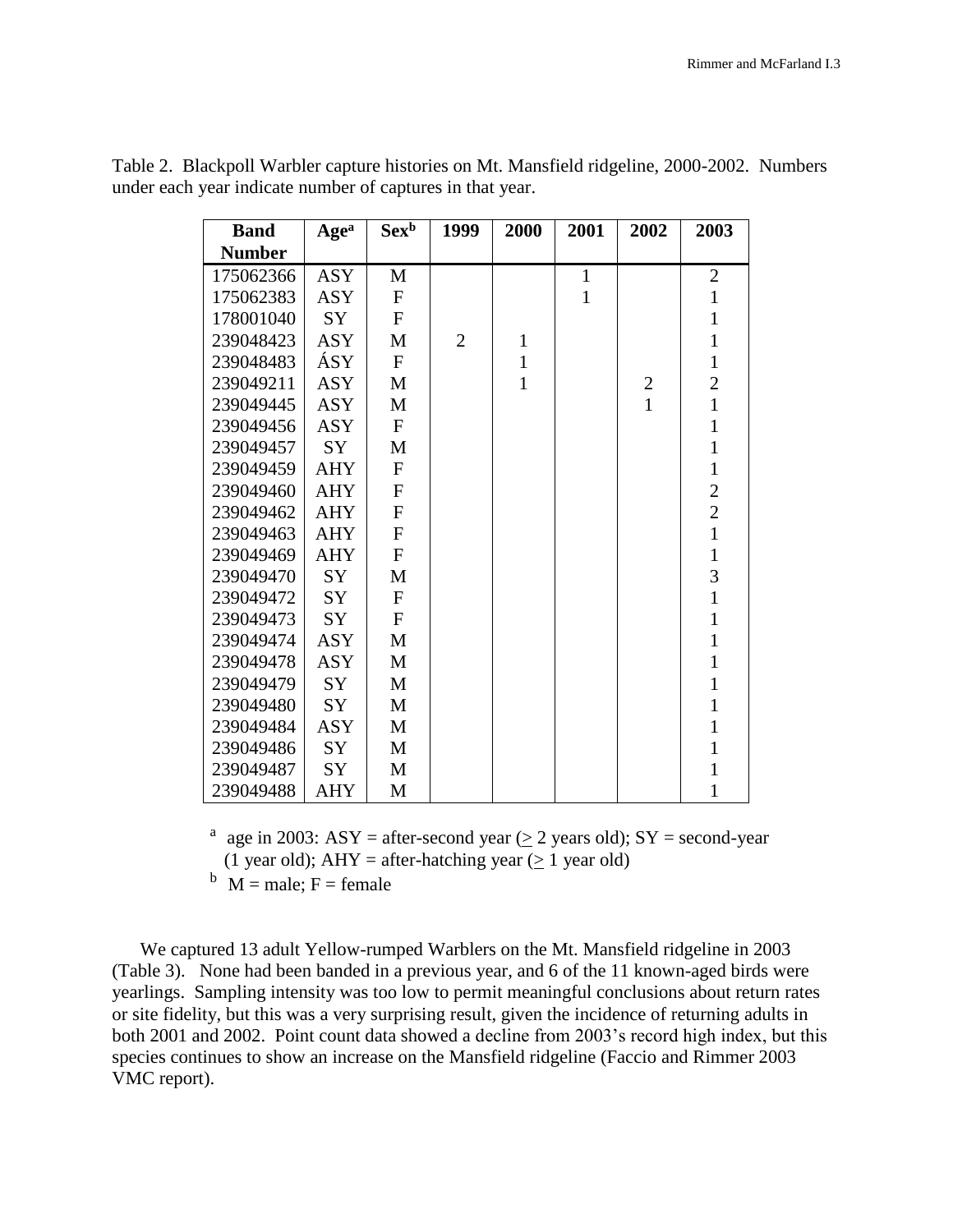Table 2. Blackpoll Warbler capture histories on Mt. Mansfield ridgeline, 2000-2002. Numbers under each year indicate number of captures in that year.

| Band Number | Age[a] | Sex[b] | 1999 | 2000 | 2001 | 2002 | 2003 |
|---|---|---|---|---|---|---|---|
| 175062366 | ASY | M | | | 1 | | 2 |
| 175062383 | ASY | F | | | 1 | | 1 |
| 178001040 | SY | F | | | | | 1 |
| 239048423 | ASY | M | 2 | 1 | | | 1 |
| 239048483 | ÁSY | F | | 1 | | | 1 |
| 239049211 | ASY | M | | 1 | | 2 | 2 |
| 239049445 | ASY | M | | | | 1 | 1 |
| 239049456 | ASY | F | | | | | 1 |
| 239049457 | SY | M | | | | | 1 |
| 239049459 | AHY | F | | | | | 1 |
| 239049460 | AHY | F | | | | | 2 |
| 239049462 | AHY | F | | | | | 2 |
| 239049463 | AHY | F | | | | | 1 |
| 239049469 | AHY | F | | | | | 1 |
| 239049470 | SY | M | | | | | 3 |
| 239049472 | SY | F | | | | | 1 |
| 239049473 | SY | F | | | | | 1 |
| 239049474 | ASY | M | | | | | 1 |
| 239049478 | ASY | M | | | | | 1 |
| 239049479 | SY | M | | | | | 1 |
| 239049480 | SY | M | | | | | 1 |
| 239049484 | ASY | M | | | | | 1 |
| 239049486 | SY | M | | | | | 1 |
| 239049487 | SY | M | | | | | 1 |
| 239049488 | AHY | M | | | | | 1 |

[a] age in 2003: ASY = after-second year (≥ 2 years old); SY = second-year (1 year old); AHY = after-hatching year (≥ 1 year old)

[b] M = male; F = female

We captured 13 adult Yellow-rumped Warblers on the Mt. Mansfield ridgeline in 2003 (Table 3). None had been banded in a previous year, and 6 of the 11 known-aged birds were yearlings. Sampling intensity was too low to permit meaningful conclusions about return rates or site fidelity, but this was a very surprising result, given the incidence of returning adults in both 2001 and 2002. Point count data showed a decline from 2003's record high index, but this species continues to show an increase on the Mansfield ridgeline (Faccio and Rimmer 2003 VMC report).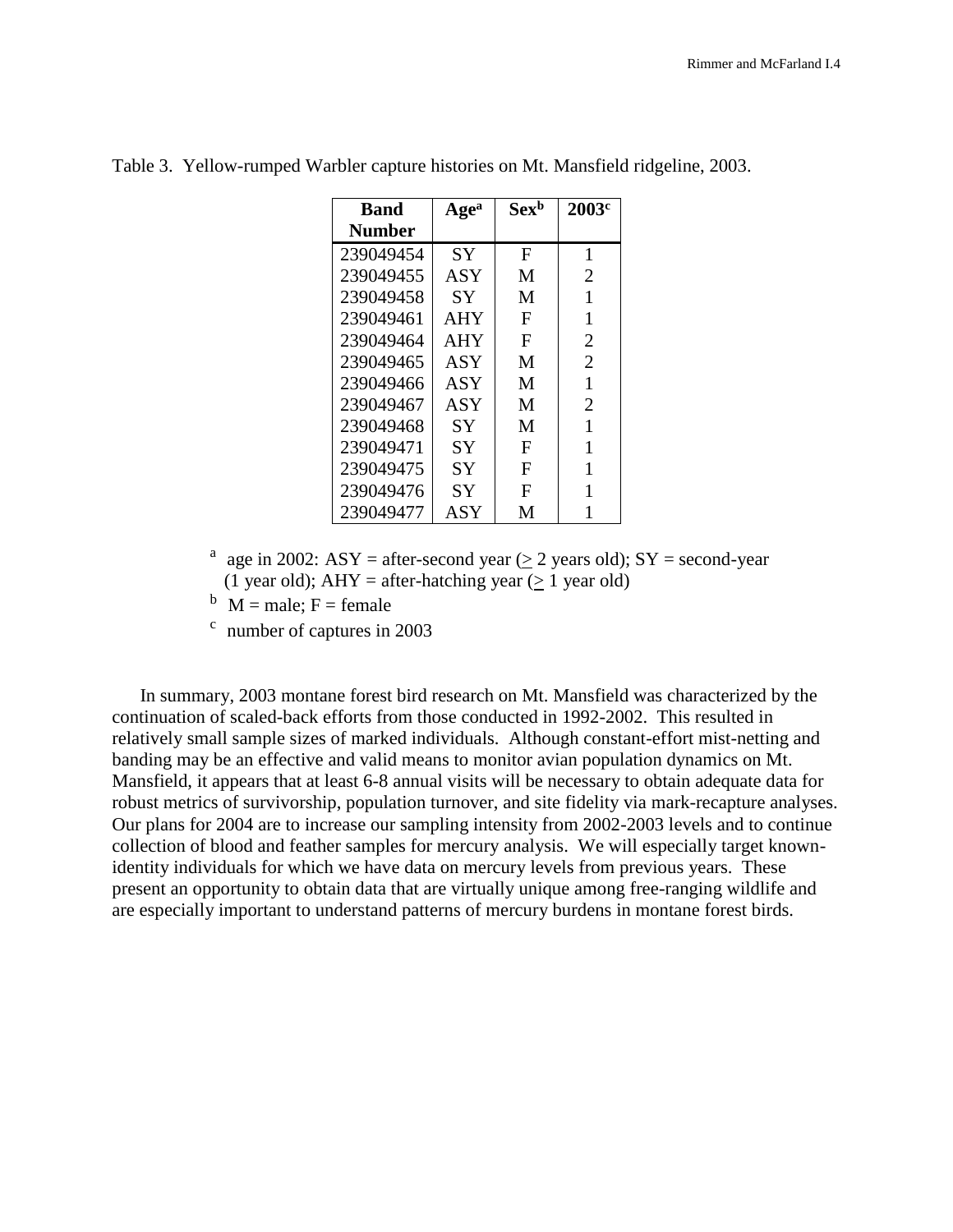Table 3. Yellow-rumped Warbler capture histories on Mt. Mansfield ridgeline, 2003.

| Band Number | Age[a] | Sex[b] | 2003[c] |
|---|---|---|---|
| 239049454 | SY | F | 1 |
| 239049455 | ASY | M | 2 |
| 239049458 | SY | M | 1 |
| 239049461 | AHY | F | 1 |
| 239049464 | AHY | F | 2 |
| 239049465 | ASY | M | 2 |
| 239049466 | ASY | M | 1 |
| 239049467 | ASY | M | 2 |
| 239049468 | SY | M | 1 |
| 239049471 | SY | F | 1 |
| 239049475 | SY | F | 1 |
| 239049476 | SY | F | 1 |
| 239049477 | ASY | M | 1 |

[a] age in 2002: ASY = after-second year ($\geq$ 2 years old); SY = second-year (1 year old); AHY = after-hatching year ($\geq$ 1 year old)

[b] M = male; F = female

[c] number of captures in 2003

In summary, 2003 montane forest bird research on Mt. Mansfield was characterized by the continuation of scaled-back efforts from those conducted in 1992-2002. This resulted in relatively small sample sizes of marked individuals. Although constant-effort mist-netting and banding may be an effective and valid means to monitor avian population dynamics on Mt. Mansfield, it appears that at least 6-8 annual visits will be necessary to obtain adequate data for robust metrics of survivorship, population turnover, and site fidelity via mark-recapture analyses. Our plans for 2004 are to increase our sampling intensity from 2002-2003 levels and to continue collection of blood and feather samples for mercury analysis. We will especially target known-identity individuals for which we have data on mercury levels from previous years. These present an opportunity to obtain data that are virtually unique among free-ranging wildlife and are especially important to understand patterns of mercury burdens in montane forest birds.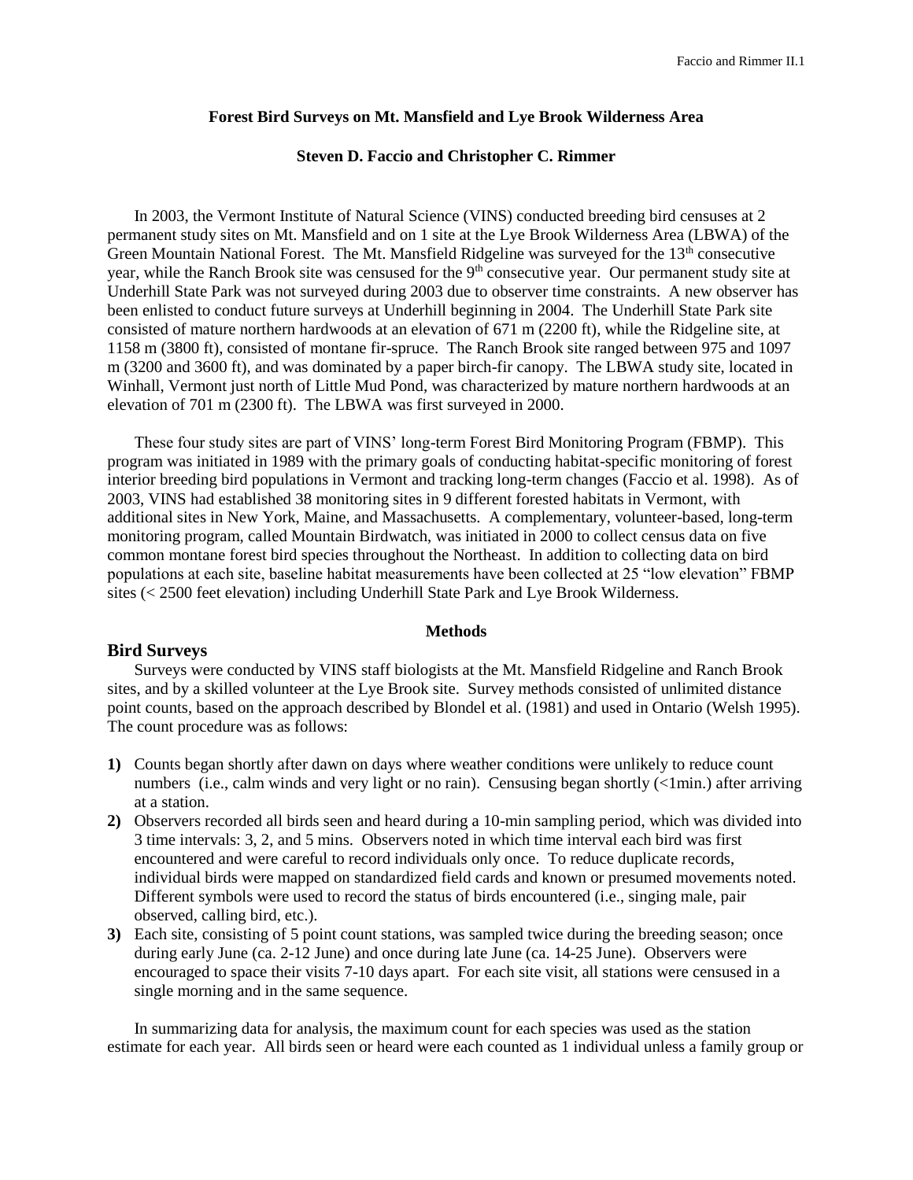### Forest Bird Surveys on Mt. Mansfield and Lye Brook Wilderness Area

**Steven D. Faccio and Christopher C. Rimmer**

In 2003, the Vermont Institute of Natural Science (VINS) conducted breeding bird censuses at 2 permanent study sites on Mt. Mansfield and on 1 site at the Lye Brook Wilderness Area (LBWA) of the Green Mountain National Forest. The Mt. Mansfield Ridgeline was surveyed for the 13th consecutive year, while the Ranch Brook site was censused for the 9th consecutive year. Our permanent study site at Underhill State Park was not surveyed during 2003 due to observer time constraints. A new observer has been enlisted to conduct future surveys at Underhill beginning in 2004. The Underhill State Park site consisted of mature northern hardwoods at an elevation of 671 m (2200 ft), while the Ridgeline site, at 1158 m (3800 ft), consisted of montane fir-spruce. The Ranch Brook site ranged between 975 and 1097 m (3200 and 3600 ft), and was dominated by a paper birch-fir canopy. The LBWA study site, located in Winhall, Vermont just north of Little Mud Pond, was characterized by mature northern hardwoods at an elevation of 701 m (2300 ft). The LBWA was first surveyed in 2000.

These four study sites are part of VINS' long-term Forest Bird Monitoring Program (FBMP). This program was initiated in 1989 with the primary goals of conducting habitat-specific monitoring of forest interior breeding bird populations in Vermont and tracking long-term changes (Faccio et al. 1998). As of 2003, VINS had established 38 monitoring sites in 9 different forested habitats in Vermont, with additional sites in New York, Maine, and Massachusetts. A complementary, volunteer-based, long-term monitoring program, called Mountain Birdwatch, was initiated in 2000 to collect census data on five common montane forest bird species throughout the Northeast. In addition to collecting data on bird populations at each site, baseline habitat measurements have been collected at 25 "low elevation" FBMP sites (< 2500 feet elevation) including Underhill State Park and Lye Brook Wilderness.

#### Methods

## Bird Surveys

Surveys were conducted by VINS staff biologists at the Mt. Mansfield Ridgeline and Ranch Brook sites, and by a skilled volunteer at the Lye Brook site. Survey methods consisted of unlimited distance point counts, based on the approach described by Blondel et al. (1981) and used in Ontario (Welsh 1995). The count procedure was as follows:

**1)** Counts began shortly after dawn on days where weather conditions were unlikely to reduce count numbers (i.e., calm winds and very light or no rain). Censusing began shortly (<1min.) after arriving at a station.

**2)** Observers recorded all birds seen and heard during a 10-min sampling period, which was divided into 3 time intervals: 3, 2, and 5 mins. Observers noted in which time interval each bird was first encountered and were careful to record individuals only once. To reduce duplicate records, individual birds were mapped on standardized field cards and known or presumed movements noted. Different symbols were used to record the status of birds encountered (i.e., singing male, pair observed, calling bird, etc.).

**3)** Each site, consisting of 5 point count stations, was sampled twice during the breeding season; once during early June (ca. 2-12 June) and once during late June (ca. 14-25 June). Observers were encouraged to space their visits 7-10 days apart. For each site visit, all stations were censused in a single morning and in the same sequence.

In summarizing data for analysis, the maximum count for each species was used as the station estimate for each year. All birds seen or heard were each counted as 1 individual unless a family group or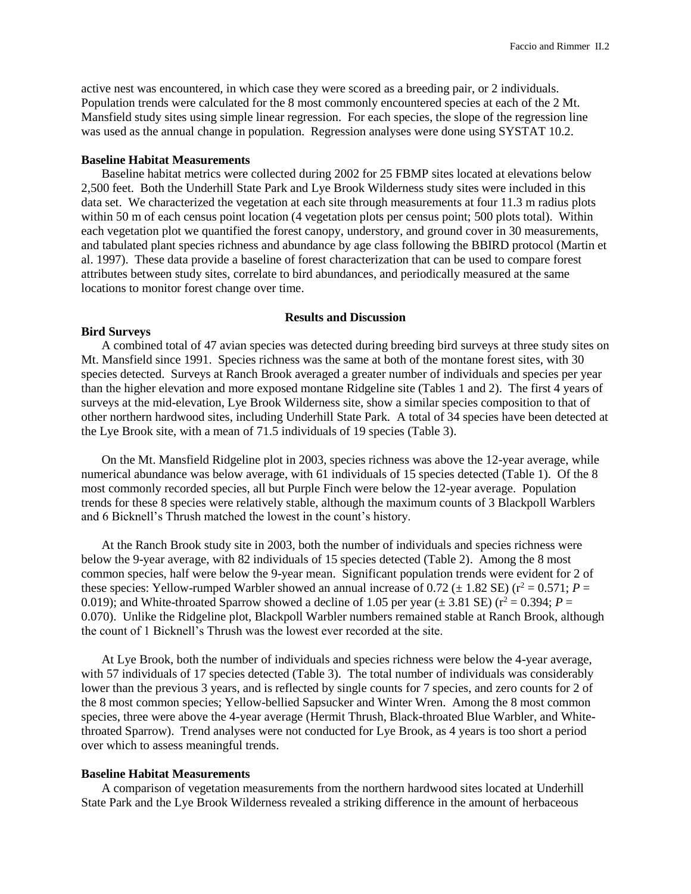active nest was encountered, in which case they were scored as a breeding pair, or 2 individuals. Population trends were calculated for the 8 most commonly encountered species at each of the 2 Mt. Mansfield study sites using simple linear regression. For each species, the slope of the regression line was used as the annual change in population. Regression analyses were done using SYSTAT 10.2.

**Baseline Habitat Measurements**

Baseline habitat metrics were collected during 2002 for 25 FBMP sites located at elevations below 2,500 feet. Both the Underhill State Park and Lye Brook Wilderness study sites were included in this data set. We characterized the vegetation at each site through measurements at four 11.3 m radius plots within 50 m of each census point location (4 vegetation plots per census point; 500 plots total). Within each vegetation plot we quantified the forest canopy, understory, and ground cover in 30 measurements, and tabulated plant species richness and abundance by age class following the BBIRD protocol (Martin et al. 1997). These data provide a baseline of forest characterization that can be used to compare forest attributes between study sites, correlate to bird abundances, and periodically measured at the same locations to monitor forest change over time.

## Results and Discussion

**Bird Surveys**

A combined total of 47 avian species was detected during breeding bird surveys at three study sites on Mt. Mansfield since 1991. Species richness was the same at both of the montane forest sites, with 30 species detected. Surveys at Ranch Brook averaged a greater number of individuals and species per year than the higher elevation and more exposed montane Ridgeline site (Tables 1 and 2). The first 4 years of surveys at the mid-elevation, Lye Brook Wilderness site, show a similar species composition to that of other northern hardwood sites, including Underhill State Park. A total of 34 species have been detected at the Lye Brook site, with a mean of 71.5 individuals of 19 species (Table 3).

On the Mt. Mansfield Ridgeline plot in 2003, species richness was above the 12-year average, while numerical abundance was below average, with 61 individuals of 15 species detected (Table 1). Of the 8 most commonly recorded species, all but Purple Finch were below the 12-year average. Population trends for these 8 species were relatively stable, although the maximum counts of 3 Blackpoll Warblers and 6 Bicknell's Thrush matched the lowest in the count's history.

At the Ranch Brook study site in 2003, both the number of individuals and species richness were below the 9-year average, with 82 individuals of 15 species detected (Table 2). Among the 8 most common species, half were below the 9-year mean. Significant population trends were evident for 2 of these species: Yellow-rumped Warbler showed an annual increase of 0.72 ($\pm$ 1.82 SE) ($r^2 = 0.571$; $P = 0.019$); and White-throated Sparrow showed a decline of 1.05 per year ($\pm$ 3.81 SE) ($r^2 = 0.394$; $P = 0.070$). Unlike the Ridgeline plot, Blackpoll Warbler numbers remained stable at Ranch Brook, although the count of 1 Bicknell's Thrush was the lowest ever recorded at the site.

At Lye Brook, both the number of individuals and species richness were below the 4-year average, with 57 individuals of 17 species detected (Table 3). The total number of individuals was considerably lower than the previous 3 years, and is reflected by single counts for 7 species, and zero counts for 2 of the 8 most common species; Yellow-bellied Sapsucker and Winter Wren. Among the 8 most common species, three were above the 4-year average (Hermit Thrush, Black-throated Blue Warbler, and White-throated Sparrow). Trend analyses were not conducted for Lye Brook, as 4 years is too short a period over which to assess meaningful trends.

**Baseline Habitat Measurements**

A comparison of vegetation measurements from the northern hardwood sites located at Underhill State Park and the Lye Brook Wilderness revealed a striking difference in the amount of herbaceous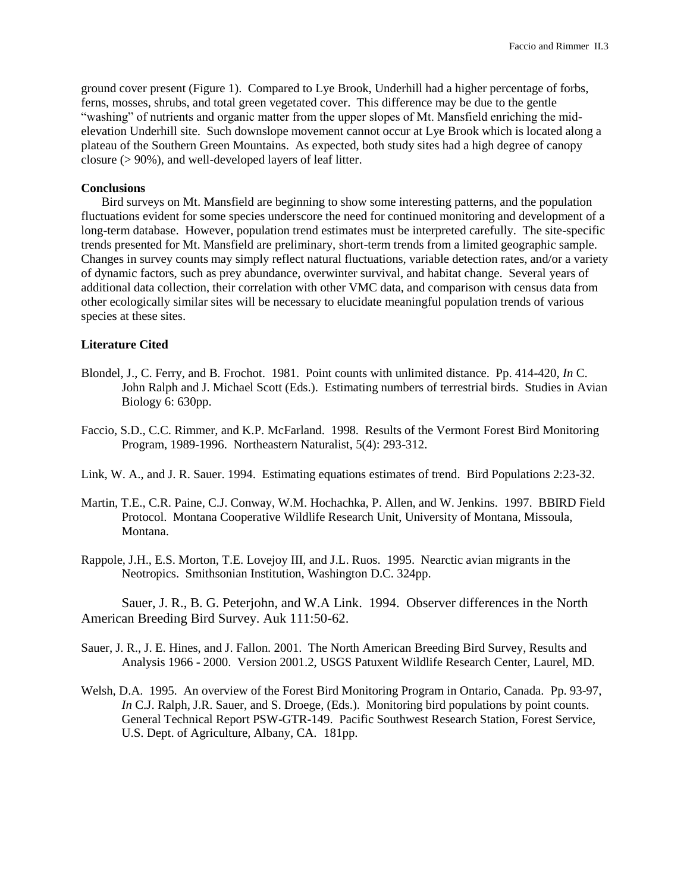ground cover present (Figure 1). Compared to Lye Brook, Underhill had a higher percentage of forbs, ferns, mosses, shrubs, and total green vegetated cover. This difference may be due to the gentle "washing" of nutrients and organic matter from the upper slopes of Mt. Mansfield enriching the mid-elevation Underhill site. Such downslope movement cannot occur at Lye Brook which is located along a plateau of the Southern Green Mountains. As expected, both study sites had a high degree of canopy closure (> 90%), and well-developed layers of leaf litter.

**Conclusions**

Bird surveys on Mt. Mansfield are beginning to show some interesting patterns, and the population fluctuations evident for some species underscore the need for continued monitoring and development of a long-term database. However, population trend estimates must be interpreted carefully. The site-specific trends presented for Mt. Mansfield are preliminary, short-term trends from a limited geographic sample. Changes in survey counts may simply reflect natural fluctuations, variable detection rates, and/or a variety of dynamic factors, such as prey abundance, overwinter survival, and habitat change. Several years of additional data collection, their correlation with other VMC data, and comparison with census data from other ecologically similar sites will be necessary to elucidate meaningful population trends of various species at these sites.

**Literature Cited**

Blondel, J., C. Ferry, and B. Frochot. 1981. Point counts with unlimited distance. Pp. 414-420, *In* C. John Ralph and J. Michael Scott (Eds.). Estimating numbers of terrestrial birds. Studies in Avian Biology 6: 630pp.

Faccio, S.D., C.C. Rimmer, and K.P. McFarland. 1998. Results of the Vermont Forest Bird Monitoring Program, 1989-1996. Northeastern Naturalist, 5(4): 293-312.

Link, W. A., and J. R. Sauer. 1994. Estimating equations estimates of trend. Bird Populations 2:23-32.

Martin, T.E., C.R. Paine, C.J. Conway, W.M. Hochachka, P. Allen, and W. Jenkins. 1997. BBIRD Field Protocol. Montana Cooperative Wildlife Research Unit, University of Montana, Missoula, Montana.

Rappole, J.H., E.S. Morton, T.E. Lovejoy III, and J.L. Ruos. 1995. Nearctic avian migrants in the Neotropics. Smithsonian Institution, Washington D.C. 324pp.

Sauer, J. R., B. G. Peterjohn, and W.A Link. 1994. Observer differences in the North American Breeding Bird Survey. Auk 111:50-62.

Sauer, J. R., J. E. Hines, and J. Fallon. 2001. The North American Breeding Bird Survey, Results and Analysis 1966 - 2000. Version 2001.2, USGS Patuxent Wildlife Research Center, Laurel, MD.

Welsh, D.A. 1995. An overview of the Forest Bird Monitoring Program in Ontario, Canada. Pp. 93-97, *In* C.J. Ralph, J.R. Sauer, and S. Droege, (Eds.). Monitoring bird populations by point counts. General Technical Report PSW-GTR-149. Pacific Southwest Research Station, Forest Service, U.S. Dept. of Agriculture, Albany, CA. 181pp.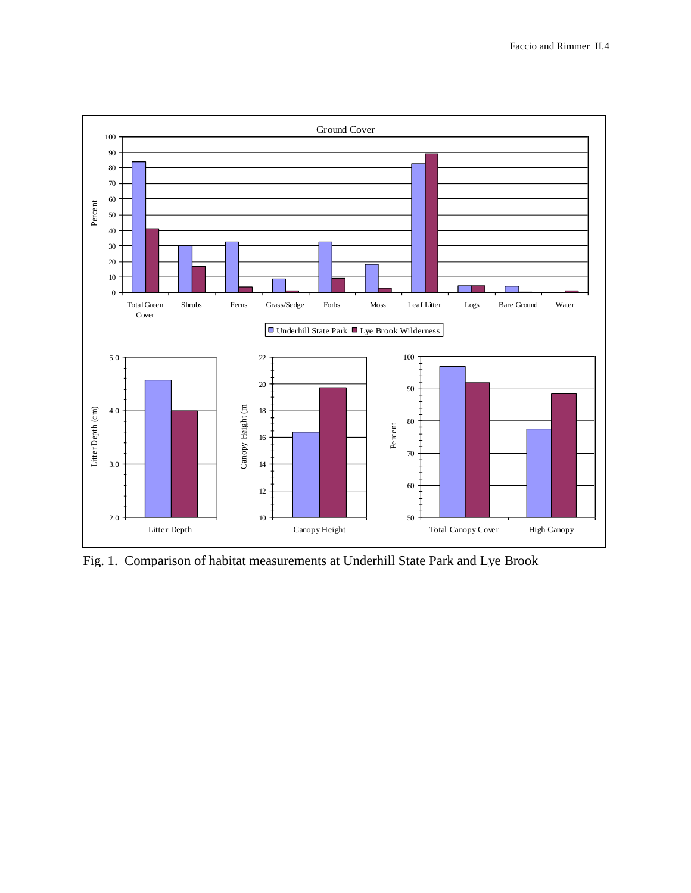Fig. 1. Comparison of habitat measurements at Underhill State Park and Lye Brook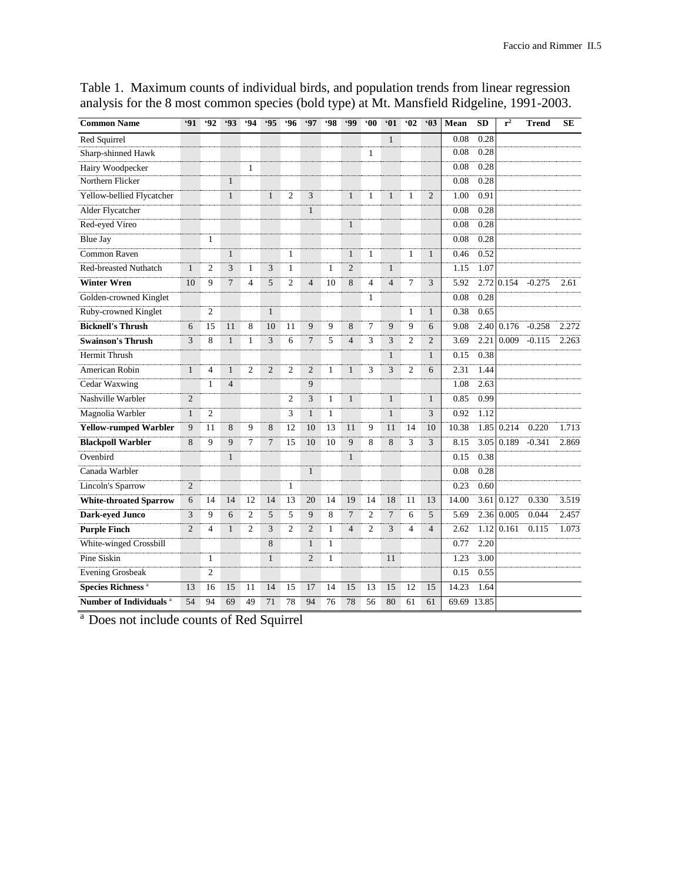Table 1. Maximum counts of individual birds, and population trends from linear regression analysis for the 8 most common species (bold type) at Mt. Mansfield Ridgeline, 1991-2003.

| Common Name | '91 | '92 | '93 | '94 | '95 | '96 | '97 | '98 | '99 | '00 | '01 | '02 | '03 | Mean | SD | $r^2$ | Trend | SE |
|---|---|---|---|---|---|---|---|---|---|---|---|---|---|---|---|---|---|---|
| Red Squirrel | | | | | | | | | | | 1 | | | 0.08 | 0.28 | | | |
| Sharp-shinned Hawk | | | | | | | | | | 1 | | | | 0.08 | 0.28 | | | |
| Hairy Woodpecker | | | | 1 | | | | | | | | | | 0.08 | 0.28 | | | |
| Northern Flicker | | | 1 | | | | | | | | | | | 0.08 | 0.28 | | | |
| Yellow-bellied Flycatcher | | | 1 | | 1 | 2 | 3 | | 1 | 1 | 1 | 1 | 2 | 1.00 | 0.91 | | | |
| Alder Flycatcher | | | | | | | 1 | | | | | | | 0.08 | 0.28 | | | |
| Red-eyed Vireo | | | | | | | | | 1 | | | | | 0.08 | 0.28 | | | |
| Blue Jay | | 1 | | | | | | | | | | | | 0.08 | 0.28 | | | |
| Common Raven | | | 1 | | | 1 | | | 1 | 1 | | 1 | 1 | 0.46 | 0.52 | | | |
| Red-breasted Nuthatch | 1 | 2 | 3 | 1 | 3 | 1 | | 1 | 2 | | 1 | | | 1.15 | 1.07 | | | |
| **Winter Wren** | 10 | 9 | 7 | 4 | 5 | 2 | 4 | 10 | 8 | 4 | 4 | 7 | 3 | 5.92 | 2.72 | 0.154 | -0.275 | 2.61 |
| Golden-crowned Kinglet | | | | | | | | | | 1 | | | | 0.08 | 0.28 | | | |
| Ruby-crowned Kinglet | | 2 | | | 1 | | | | | | | 1 | 1 | 0.38 | 0.65 | | | |
| **Bicknell's Thrush** | 6 | 15 | 11 | 8 | 10 | 11 | 9 | 9 | 8 | 7 | 9 | 9 | 6 | 9.08 | 2.40 | 0.176 | -0.258 | 2.272 |
| **Swainson's Thrush** | 3 | 8 | 1 | 1 | 3 | 6 | 7 | 5 | 4 | 3 | 3 | 2 | 2 | 3.69 | 2.21 | 0.009 | -0.115 | 2.263 |
| Hermit Thrush | | | | | | | | | | | 1 | | 1 | 0.15 | 0.38 | | | |
| American Robin | 1 | 4 | 1 | 2 | 2 | 2 | 2 | 1 | 1 | 3 | 3 | 2 | 6 | 2.31 | 1.44 | | | |
| Cedar Waxwing | | 1 | 4 | | | | 9 | | | | | | | 1.08 | 2.63 | | | |
| Nashville Warbler | 2 | | | | | 2 | 3 | 1 | 1 | | 1 | | 1 | 0.85 | 0.99 | | | |
| Magnolia Warbler | 1 | 2 | | | | 3 | 1 | 1 | | | 1 | | 3 | 0.92 | 1.12 | | | |
| **Yellow-rumped Warbler** | 9 | 11 | 8 | 9 | 8 | 12 | 10 | 13 | 11 | 9 | 11 | 14 | 10 | 10.38 | 1.85 | 0.214 | 0.220 | 1.713 |
| **Blackpoll Warbler** | 8 | 9 | 9 | 7 | 7 | 15 | 10 | 10 | 9 | 8 | 8 | 3 | 3 | 8.15 | 3.05 | 0.189 | -0.341 | 2.869 |
| Ovenbird | | | 1 | | | | | | 1 | | | | | 0.15 | 0.38 | | | |
| Canada Warbler | | | | | | | 1 | | | | | | | 0.08 | 0.28 | | | |
| Lincoln's Sparrow | 2 | | | | | 1 | | | | | | | | 0.23 | 0.60 | | | |
| **White-throated Sparrow** | 6 | 14 | 14 | 12 | 14 | 13 | 20 | 14 | 19 | 14 | 18 | 11 | 13 | 14.00 | 3.61 | 0.127 | 0.330 | 3.519 |
| **Dark-eyed Junco** | 3 | 9 | 6 | 2 | 5 | 5 | 9 | 8 | 7 | 2 | 7 | 6 | 5 | 5.69 | 2.36 | 0.005 | 0.044 | 2.457 |
| **Purple Finch** | 2 | 4 | 1 | 2 | 3 | 2 | 2 | 1 | 4 | 2 | 3 | 4 | 4 | 2.62 | 1.12 | 0.161 | 0.115 | 1.073 |
| White-winged Crossbill | | | | | 8 | | 1 | 1 | | | | | | 0.77 | 2.20 | | | |
| Pine Siskin | | 1 | | | 1 | | 2 | 1 | | | 11 | | | 1.23 | 3.00 | | | |
| Evening Grosbeak | | 2 | | | | | | | | | | | | 0.15 | 0.55 | | | |
| **Species Richness** [a] | 13 | 16 | 15 | 11 | 14 | 15 | 17 | 14 | 15 | 13 | 15 | 12 | 15 | 14.23 | 1.64 | | | |
| **Number of Individuals** [a] | 54 | 94 | 69 | 49 | 71 | 78 | 94 | 76 | 78 | 56 | 80 | 61 | 61 | 69.69 | 13.85 | | | |

[a] Does not include counts of Red Squirrel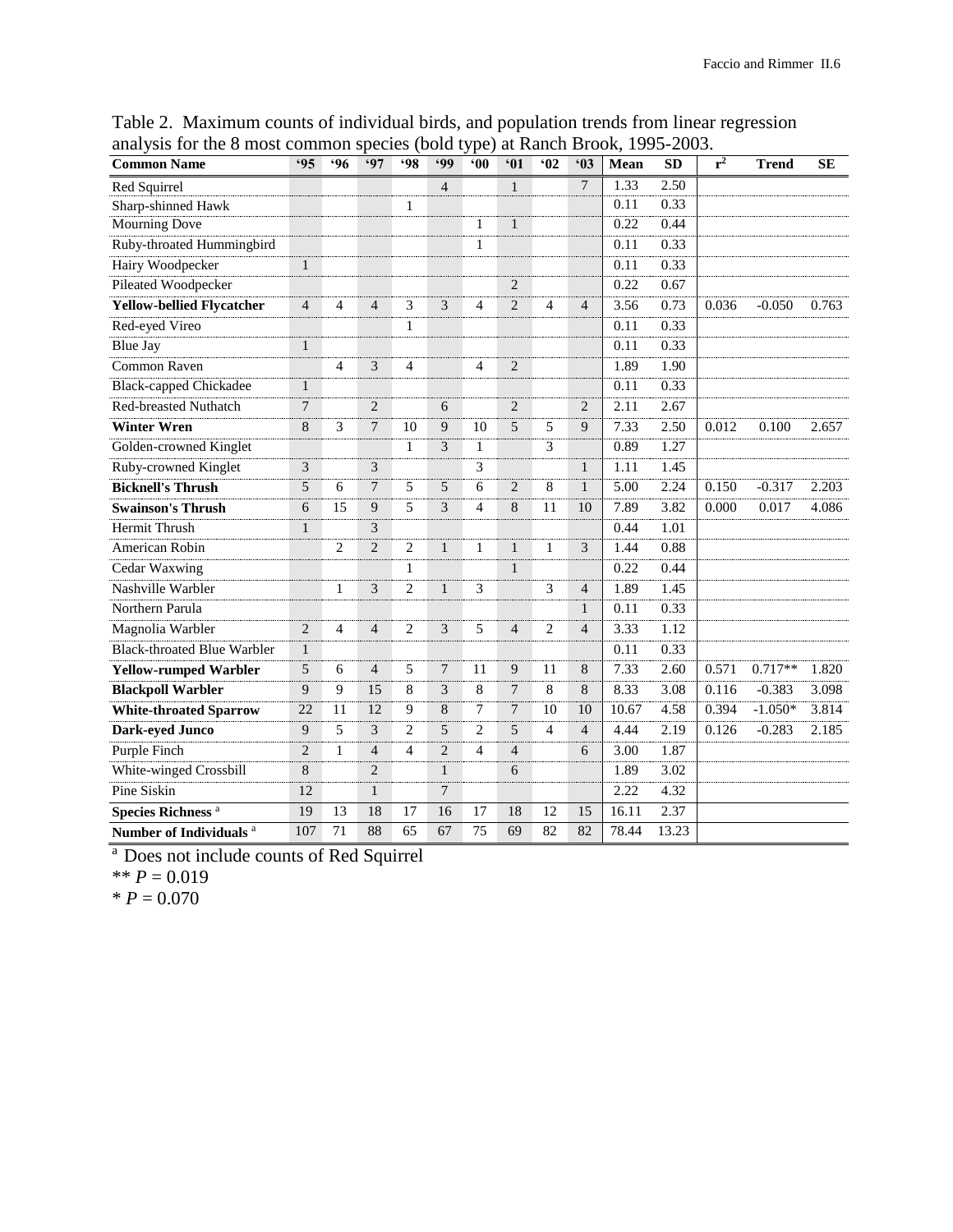Table 2. Maximum counts of individual birds, and population trends from linear regression analysis for the 8 most common species (bold type) at Ranch Brook, 1995-2003.

| Common Name | '95 | '96 | '97 | '98 | '99 | '00 | '01 | '02 | '03 | Mean | SD | $r^2$ | Trend | SE |
|---|---|---|---|---|---|---|---|---|---|---|---|---|---|---|
| Red Squirrel | | | | | 4 | | 1 | | 7 | 1.33 | 2.50 | | | |
| Sharp-shinned Hawk | | | | 1 | | | | | | 0.11 | 0.33 | | | |
| Mourning Dove | | | | | | 1 | 1 | | | 0.22 | 0.44 | | | |
| Ruby-throated Hummingbird | | | | | | 1 | | | | 0.11 | 0.33 | | | |
| Hairy Woodpecker | 1 | | | | | | | | | 0.11 | 0.33 | | | |
| Pileated Woodpecker | | | | | | | 2 | | | 0.22 | 0.67 | | | |
| **Yellow-bellied Flycatcher** | 4 | 4 | 4 | 3 | 3 | 4 | 2 | 4 | 4 | 3.56 | 0.73 | 0.036 | -0.050 | 0.763 |
| Red-eyed Vireo | | | | 1 | | | | | | 0.11 | 0.33 | | | |
| Blue Jay | 1 | | | | | | | | | 0.11 | 0.33 | | | |
| Common Raven | | 4 | 3 | 4 | | 4 | 2 | | | 1.89 | 1.90 | | | |
| Black-capped Chickadee | 1 | | | | | | | | | 0.11 | 0.33 | | | |
| Red-breasted Nuthatch | 7 | | 2 | | 6 | | 2 | | 2 | 2.11 | 2.67 | | | |
| **Winter Wren** | 8 | 3 | 7 | 10 | 9 | 10 | 5 | 5 | 9 | 7.33 | 2.50 | 0.012 | 0.100 | 2.657 |
| Golden-crowned Kinglet | | | | 1 | 3 | 1 | | 3 | | 0.89 | 1.27 | | | |
| Ruby-crowned Kinglet | 3 | | 3 | | | 3 | | | 1 | 1.11 | 1.45 | | | |
| **Bicknell's Thrush** | 5 | 6 | 7 | 5 | 5 | 6 | 2 | 8 | 1 | 5.00 | 2.24 | 0.150 | -0.317 | 2.203 |
| **Swainson's Thrush** | 6 | 15 | 9 | 5 | 3 | 4 | 8 | 11 | 10 | 7.89 | 3.82 | 0.000 | 0.017 | 4.086 |
| Hermit Thrush | 1 | | 3 | | | | | | | 0.44 | 1.01 | | | |
| American Robin | | 2 | 2 | 2 | 1 | 1 | 1 | 1 | 3 | 1.44 | 0.88 | | | |
| Cedar Waxwing | | | | 1 | | | 1 | | | 0.22 | 0.44 | | | |
| Nashville Warbler | | 1 | 3 | 2 | 1 | 3 | | 3 | 4 | 1.89 | 1.45 | | | |
| Northern Parula | | | | | | | | | 1 | 0.11 | 0.33 | | | |
| Magnolia Warbler | 2 | 4 | 4 | 2 | 3 | 5 | 4 | 2 | 4 | 3.33 | 1.12 | | | |
| Black-throated Blue Warbler | 1 | | | | | | | | | 0.11 | 0.33 | | | |
| **Yellow-rumped Warbler** | 5 | 6 | 4 | 5 | 7 | 11 | 9 | 11 | 8 | 7.33 | 2.60 | 0.571 | 0.717** | 1.820 |
| **Blackpoll Warbler** | 9 | 9 | 15 | 8 | 3 | 8 | 7 | 8 | 8 | 8.33 | 3.08 | 0.116 | -0.383 | 3.098 |
| **White-throated Sparrow** | 22 | 11 | 12 | 9 | 8 | 7 | 7 | 10 | 10 | 10.67 | 4.58 | 0.394 | -1.050* | 3.814 |
| **Dark-eyed Junco** | 9 | 5 | 3 | 2 | 5 | 2 | 5 | 4 | 4 | 4.44 | 2.19 | 0.126 | -0.283 | 2.185 |
| Purple Finch | 2 | 1 | 4 | 4 | 2 | 4 | 4 | | 6 | 3.00 | 1.87 | | | |
| White-winged Crossbill | 8 | | 2 | | 1 | | 6 | | | 1.89 | 3.02 | | | |
| Pine Siskin | 12 | | 1 | | 7 | | | | | 2.22 | 4.32 | | | |
| **Species Richness** [a] | 19 | 13 | 18 | 17 | 16 | 17 | 18 | 12 | 15 | 16.11 | 2.37 | | | |
| **Number of Individuals** [a] | 107 | 71 | 88 | 65 | 67 | 75 | 69 | 82 | 82 | 78.44 | 13.23 | | | |

[a] Does not include counts of Red Squirrel

** $P = 0.019$

* $P = 0.070$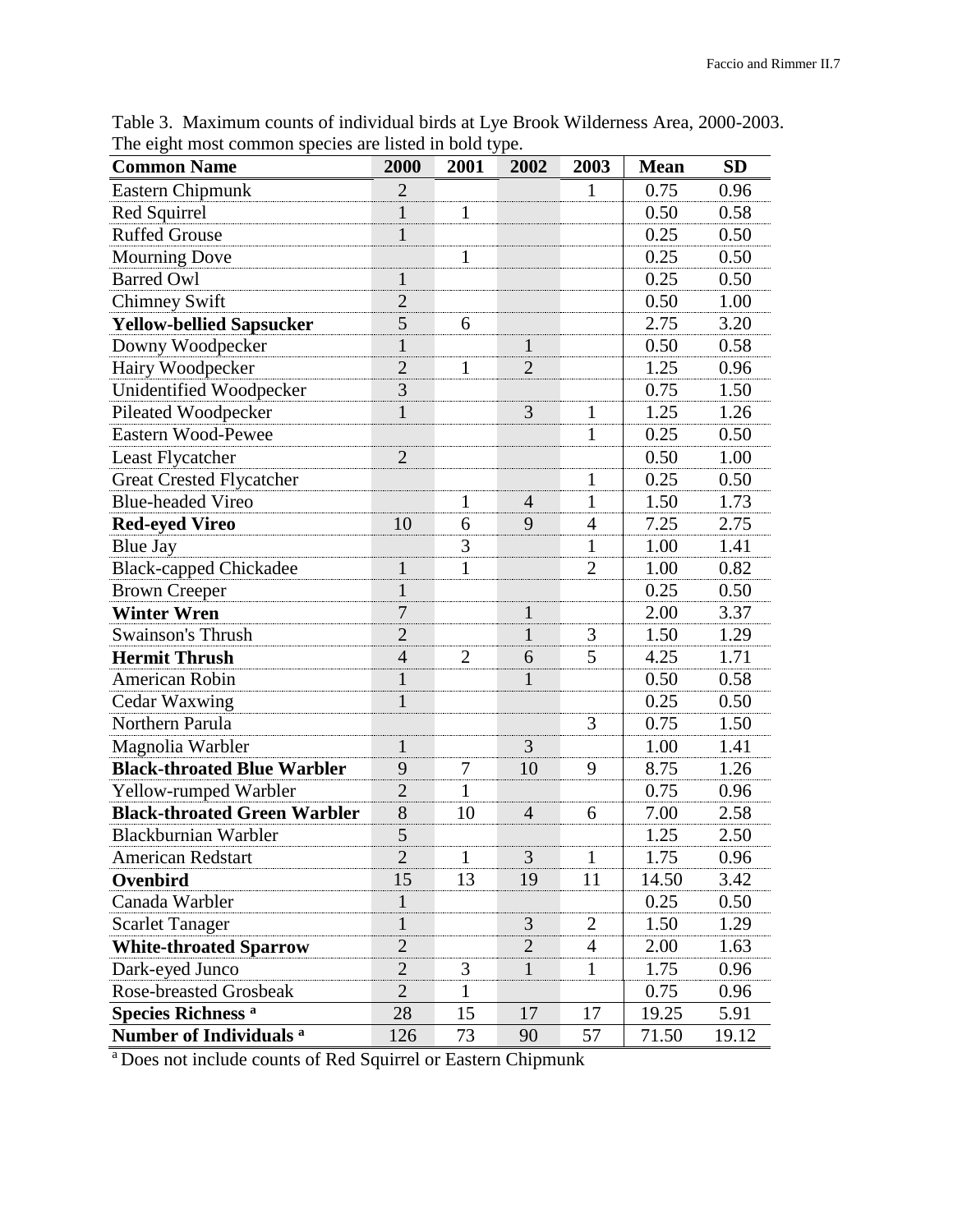Table 3. Maximum counts of individual birds at Lye Brook Wilderness Area, 2000-2003. The eight most common species are listed in bold type.

| Common Name | 2000 | 2001 | 2002 | 2003 | Mean | SD |
|---|---|---|---|---|---|---|
| Eastern Chipmunk | 2 | | | 1 | 0.75 | 0.96 |
| Red Squirrel | 1 | 1 | | | 0.50 | 0.58 |
| Ruffed Grouse | 1 | | | | 0.25 | 0.50 |
| Mourning Dove | | 1 | | | 0.25 | 0.50 |
| Barred Owl | 1 | | | | 0.25 | 0.50 |
| Chimney Swift | 2 | | | | 0.50 | 1.00 |
| **Yellow-bellied Sapsucker** | 5 | 6 | | | 2.75 | 3.20 |
| Downy Woodpecker | 1 | | 1 | | 0.50 | 0.58 |
| Hairy Woodpecker | 2 | 1 | 2 | | 1.25 | 0.96 |
| Unidentified Woodpecker | 3 | | | | 0.75 | 1.50 |
| Pileated Woodpecker | 1 | | 3 | 1 | 1.25 | 1.26 |
| Eastern Wood-Pewee | | | | 1 | 0.25 | 0.50 |
| Least Flycatcher | 2 | | | | 0.50 | 1.00 |
| Great Crested Flycatcher | | | | 1 | 0.25 | 0.50 |
| Blue-headed Vireo | | 1 | 4 | 1 | 1.50 | 1.73 |
| **Red-eyed Vireo** | 10 | 6 | 9 | 4 | 7.25 | 2.75 |
| Blue Jay | | 3 | | 1 | 1.00 | 1.41 |
| Black-capped Chickadee | 1 | 1 | | 2 | 1.00 | 0.82 |
| Brown Creeper | 1 | | | | 0.25 | 0.50 |
| **Winter Wren** | 7 | | 1 | | 2.00 | 3.37 |
| Swainson's Thrush | 2 | | 1 | 3 | 1.50 | 1.29 |
| **Hermit Thrush** | 4 | 2 | 6 | 5 | 4.25 | 1.71 |
| American Robin | 1 | | 1 | | 0.50 | 0.58 |
| Cedar Waxwing | 1 | | | | 0.25 | 0.50 |
| Northern Parula | | | | 3 | 0.75 | 1.50 |
| Magnolia Warbler | 1 | | 3 | | 1.00 | 1.41 |
| **Black-throated Blue Warbler** | 9 | 7 | 10 | 9 | 8.75 | 1.26 |
| Yellow-rumped Warbler | 2 | 1 | | | 0.75 | 0.96 |
| **Black-throated Green Warbler** | 8 | 10 | 4 | 6 | 7.00 | 2.58 |
| Blackburnian Warbler | 5 | | | | 1.25 | 2.50 |
| American Redstart | 2 | 1 | 3 | 1 | 1.75 | 0.96 |
| **Ovenbird** | 15 | 13 | 19 | 11 | 14.50 | 3.42 |
| Canada Warbler | 1 | | | | 0.25 | 0.50 |
| Scarlet Tanager | 1 | | 3 | 2 | 1.50 | 1.29 |
| **White-throated Sparrow** | 2 | | 2 | 4 | 2.00 | 1.63 |
| Dark-eyed Junco | 2 | 3 | 1 | 1 | 1.75 | 0.96 |
| Rose-breasted Grosbeak | 2 | 1 | | | 0.75 | 0.96 |
| **Species Richness [a]** | 28 | 15 | 17 | 17 | 19.25 | 5.91 |
| **Number of Individuals [a]** | 126 | 73 | 90 | 57 | 71.50 | 19.12 |

[a] Does not include counts of Red Squirrel or Eastern Chipmunk